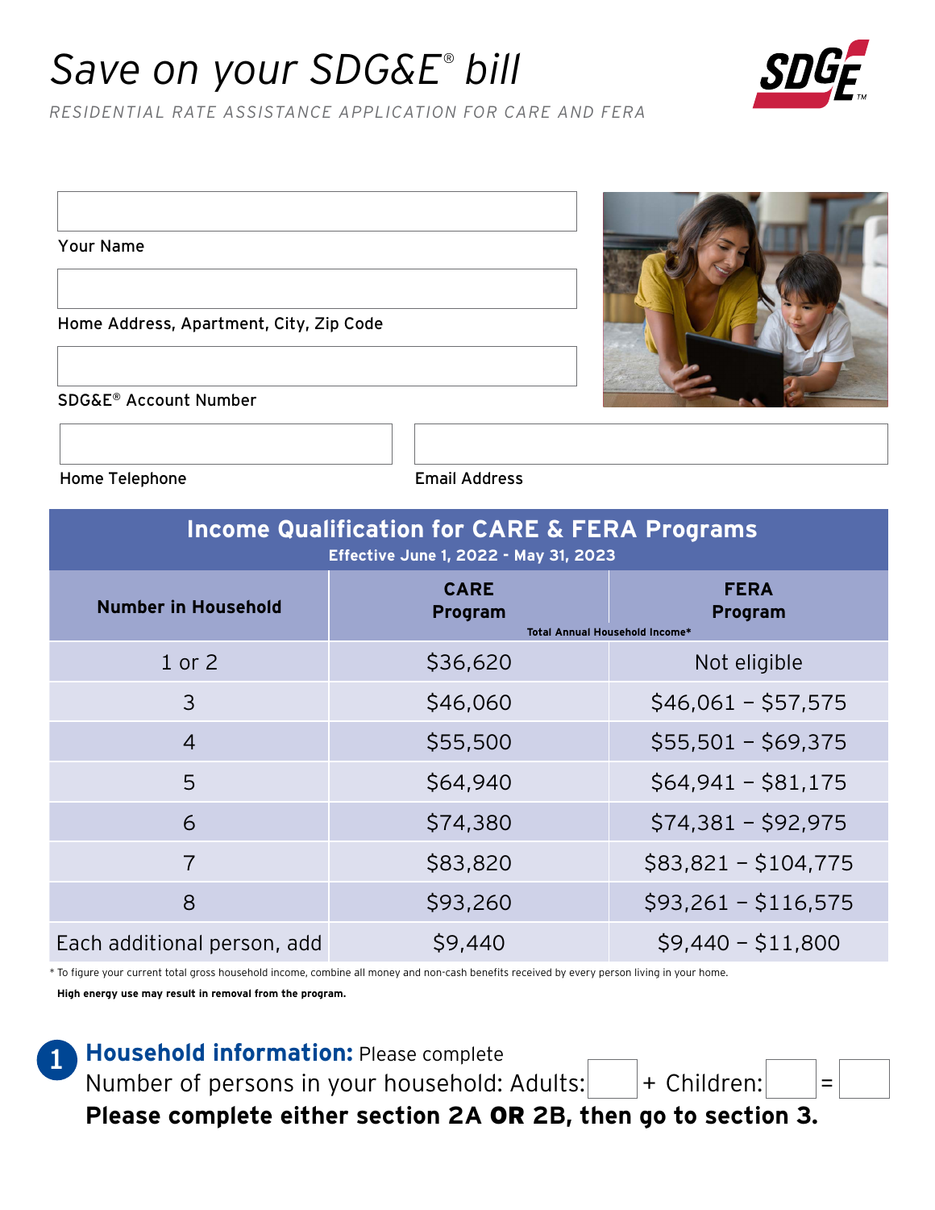# *Save on your SDG&E® bill*

*RESIDENTIAL RATE ASSISTANCE APPLICATION FOR CARE AND FERA*

Your Name

Home Address, Apartment, City, Zip Code

SDG&E® Account Number

Home Telephone

Email Address

## Income Qualification for CARE & FERA Programs

**Effective June 1, 2022 - May 31, 2023**

| Number in Household | CARE Program | FERA Program |
|---|---|---|
| | Total Annual Household Income* | |
| 1 or 2 | $36,620 | Not eligible |
| 3 | $46,060 | $46,061 – $57,575 |
| 4 | $55,500 | $55,501 – $69,375 |
| 5 | $64,940 | $64,941 – $81,175 |
| 6 | $74,380 | $74,381 – $92,975 |
| 7 | $83,820 | $83,821 – $104,775 |
| 8 | $93,260 | $93,261 – $116,575 |
| Each additional person, add | $9,440 | $9,440 – $11,800 |

* To figure your current total gross household income, combine all money and non-cash benefits received by every person living in your home.

**High energy use may result in removal from the program.**

## 1 Household information: Please complete

Number of persons in your household: Adults: ____ + Children: ____ = ____

**Please complete either section 2A OR 2B, then go to section 3.**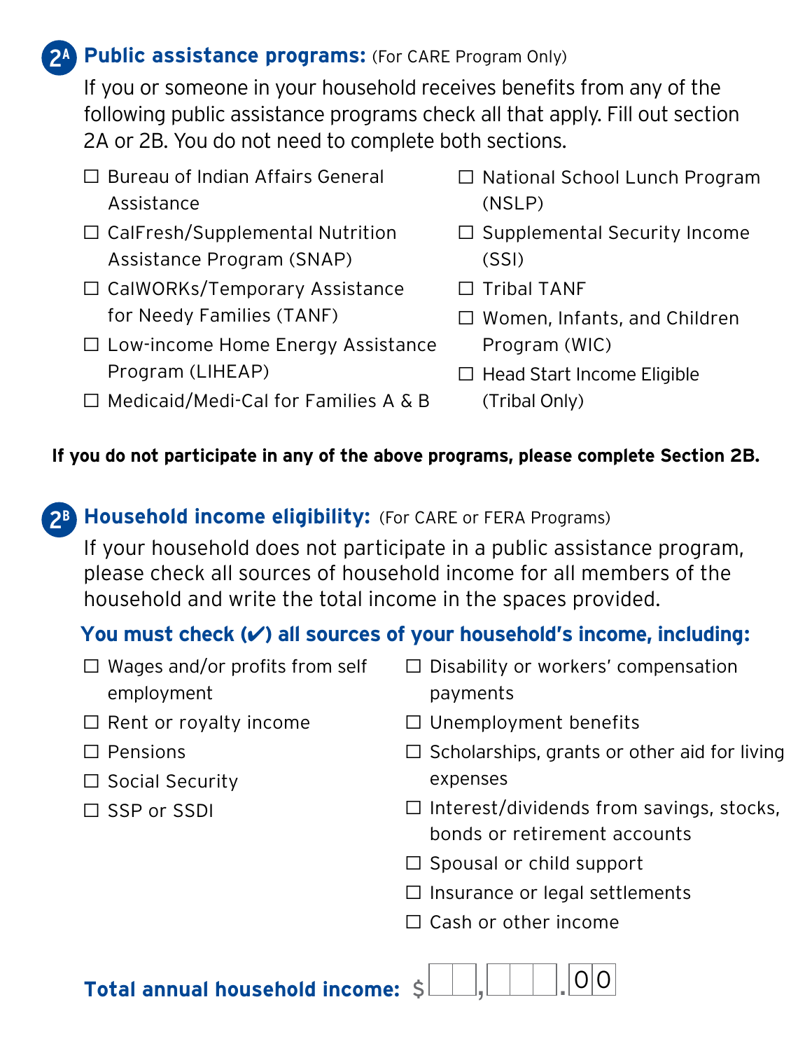## 2A Public assistance programs: (For CARE Program Only)

If you or someone in your household receives benefits from any of the following public assistance programs check all that apply. Fill out section 2A or 2B. You do not need to complete both sections.

- ☐ Bureau of Indian Affairs General Assistance
- ☐ CalFresh/Supplemental Nutrition Assistance Program (SNAP)
- ☐ CalWORKs/Temporary Assistance for Needy Families (TANF)
- ☐ Low-income Home Energy Assistance Program (LIHEAP)
- ☐ Medicaid/Medi-Cal for Families A & B
- ☐ National School Lunch Program (NSLP)
- ☐ Supplemental Security Income (SSI)
- ☐ Tribal TANF
- ☐ Women, Infants, and Children Program (WIC)
- ☐ Head Start Income Eligible (Tribal Only)

**If you do not participate in any of the above programs, please complete Section 2B.**

## 2B Household income eligibility: (For CARE or FERA Programs)

If your household does not participate in a public assistance program, please check all sources of household income for all members of the household and write the total income in the spaces provided.

**You must check (✔) all sources of your household's income, including:**

- ☐ Wages and/or profits from self employment
- ☐ Rent or royalty income
- ☐ Pensions
- ☐ Social Security
- ☐ SSP or SSDI
- ☐ Disability or workers' compensation payments
- ☐ Unemployment benefits
- ☐ Scholarships, grants or other aid for living expenses
- ☐ Interest/dividends from savings, stocks, bonds or retirement accounts
- ☐ Spousal or child support
- ☐ Insurance or legal settlements
- ☐ Cash or other income

**Total annual household income:** $ __ __ , __ __ __ . 0 0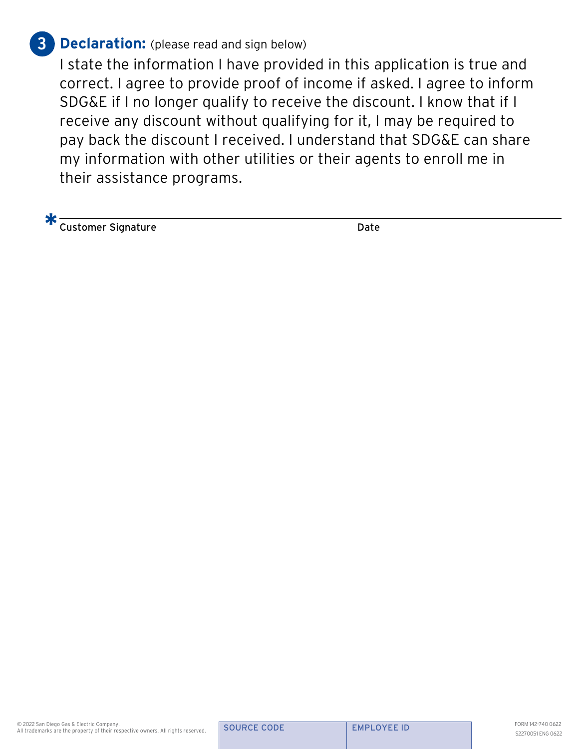## 3 **Declaration:** (please read and sign below)

I state the information I have provided in this application is true and correct. I agree to provide proof of income if asked. I agree to inform SDG&E if I no longer qualify to receive the discount. I know that if I receive any discount without qualifying for it, I may be required to pay back the discount I received. I understand that SDG&E can share my information with other utilities or their agents to enroll me in their assistance programs.

\* **Customer Signature** _______________________ **Date** _______________

© 2022 San Diego Gas & Electric Company.
All trademarks are the property of their respective owners. All rights reserved.

| SOURCE CODE | EMPLOYEE ID |
| --- | --- |
| | |

FORM 142-740 0622
S2270051 ENG 0622